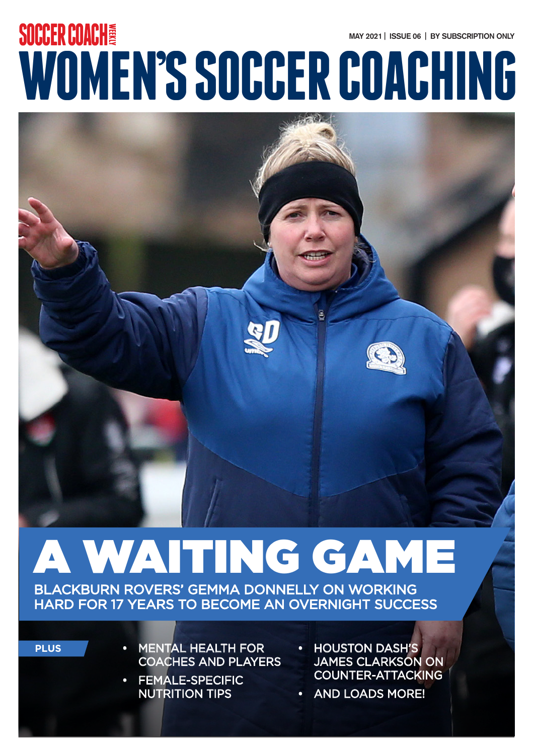SOCCER COACH WEEKLY

MAY 2021 | ISSUE 06 | BY SUBSCRIPTION ONLY

# WOMEN'S SOCCER COACHING

## A WAITING GAME

BLACKBURN ROVERS' GEMMA DONNELLY ON WORKING HARD FOR 17 YEARS TO BECOME AN OVERNIGHT SUCCESS

**PLUS**

- MENTAL HEALTH FOR COACHES AND PLAYERS
- FEMALE-SPECIFIC NUTRITION TIPS
- HOUSTON DASH'S JAMES CLARKSON ON COUNTER-ATTACKING
- AND LOADS MORE!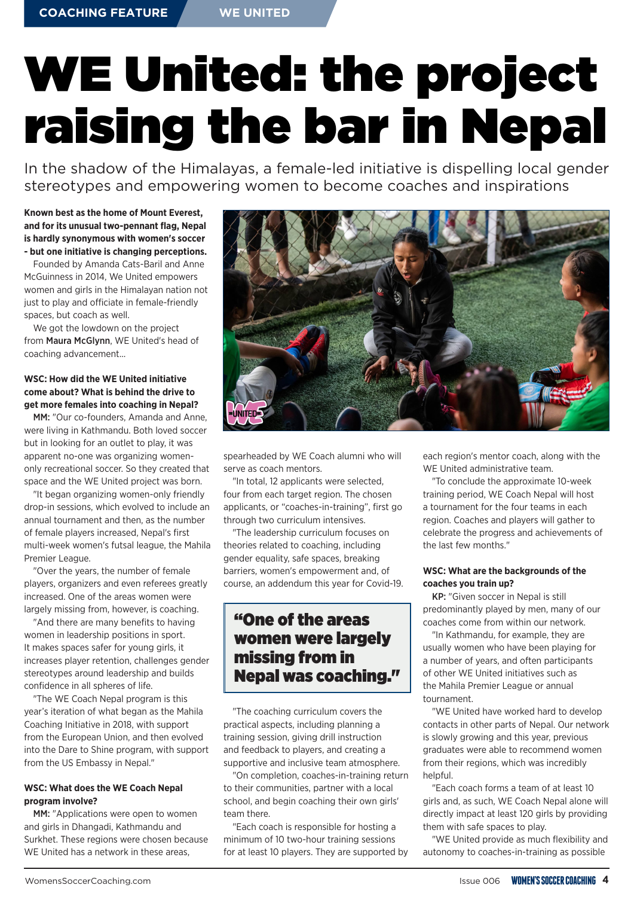COACHING FEATURE | WE UNITED

# WE United: the project raising the bar in Nepal

In the shadow of the Himalayas, a female-led initiative is dispelling local gender stereotypes and empowering women to become coaches and inspirations

**Known best as the home of Mount Everest, and for its unusual two-pennant flag, Nepal is hardly synonymous with women's soccer - but one initiative is changing perceptions.**

Founded by Amanda Cats-Baril and Anne McGuinness in 2014, We United empowers women and girls in the Himalayan nation not just to play and officiate in female-friendly spaces, but coach as well.

We got the lowdown on the project from **Maura McGlynn**, WE United's head of coaching advancement...

**WSC: How did the WE United initiative come about? What is behind the drive to get more females into coaching in Nepal?**

**MM:** "Our co-founders, Amanda and Anne, were living in Kathmandu. Both loved soccer but in looking for an outlet to play, it was apparent no-one was organizing women-only recreational soccer. So they created that space and the WE United project was born.

"It began organizing women-only friendly drop-in sessions, which evolved to include an annual tournament and then, as the number of female players increased, Nepal's first multi-week women's futsal league, the Mahila Premier League.

"Over the years, the number of female players, organizers and even referees greatly increased. One of the areas women were largely missing from, however, is coaching.

"And there are many benefits to having women in leadership positions in sport. It makes spaces safer for young girls, it increases player retention, challenges gender stereotypes around leadership and builds confidence in all spheres of life.

"The WE Coach Nepal program is this year's iteration of what began as the Mahila Coaching Initiative in 2018, with support from the European Union, and then evolved into the Dare to Shine program, with support from the US Embassy in Nepal."

**WSC: What does the WE Coach Nepal program involve?**

**MM:** "Applications were open to women and girls in Dhangadi, Kathmandu and Surkhet. These regions were chosen because WE United has a network in these areas, spearheaded by WE Coach alumni who will serve as coach mentors.

"In total, 12 applicants were selected, four from each target region. The chosen applicants, or "coaches-in-training", first go through two curriculum intensives.

"The leadership curriculum focuses on theories related to coaching, including gender equality, safe spaces, breaking barriers, women's empowerment and, of course, an addendum this year for Covid-19.

> **"One of the areas women were largely missing from in Nepal was coaching."**

"The coaching curriculum covers the practical aspects, including planning a training session, giving drill instruction and feedback to players, and creating a supportive and inclusive team atmosphere.

"On completion, coaches-in-training return to their communities, partner with a local school, and begin coaching their own girls' team there.

"Each coach is responsible for hosting a minimum of 10 two-hour training sessions for at least 10 players. They are supported by each region's mentor coach, along with the WE United administrative team.

"To conclude the approximate 10-week training period, WE Coach Nepal will host a tournament for the four teams in each region. Coaches and players will gather to celebrate the progress and achievements of the last few months."

**WSC: What are the backgrounds of the coaches you train up?**

**KP:** "Given soccer in Nepal is still predominantly played by men, many of our coaches come from within our network.

"In Kathmandu, for example, they are usually women who have been playing for a number of years, and often participants of other WE United initiatives such as the Mahila Premier League or annual tournament.

"WE United have worked hard to develop contacts in other parts of Nepal. Our network is slowly growing and this year, previous graduates were able to recommend women from their regions, which was incredibly helpful.

"Each coach forms a team of at least 10 girls and, as such, WE Coach Nepal alone will directly impact at least 120 girls by providing them with safe spaces to play.

"WE United provide as much flexibility and autonomy to coaches-in-training as possible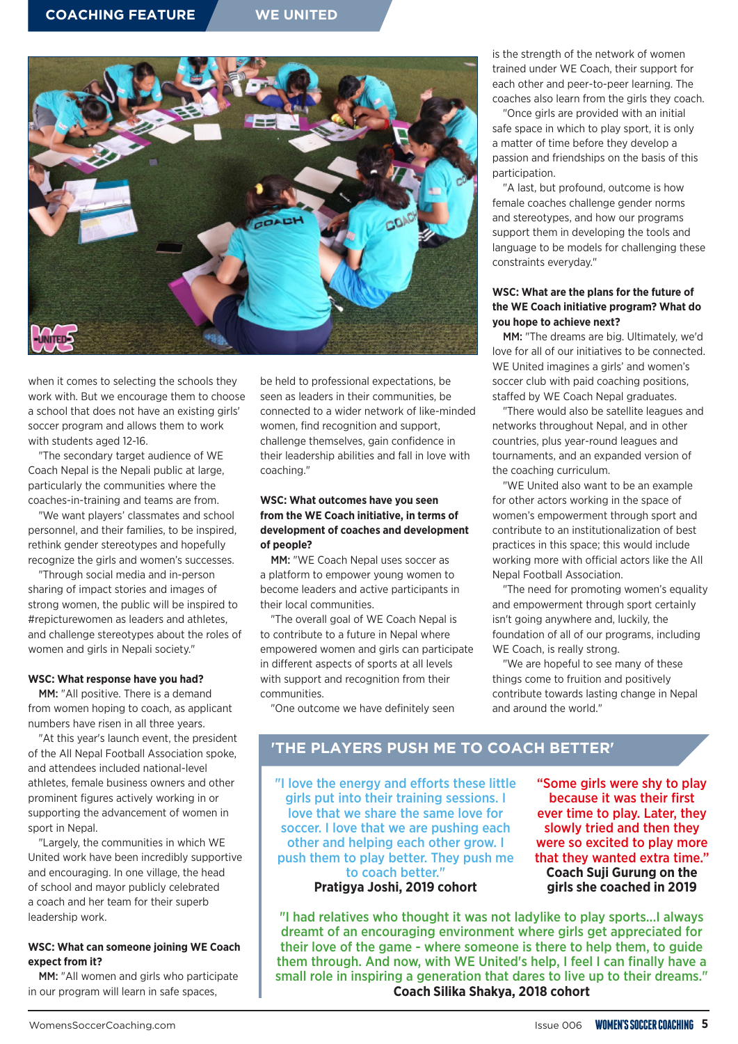when it comes to selecting the schools they work with. But we encourage them to choose a school that does not have an existing girls' soccer program and allows them to work with students aged 12-16.

"The secondary target audience of WE Coach Nepal is the Nepali public at large, particularly the communities where the coaches-in-training and teams are from.

"We want players' classmates and school personnel, and their families, to be inspired, rethink gender stereotypes and hopefully recognize the girls and women's successes.

"Through social media and in-person sharing of impact stories and images of strong women, the public will be inspired to #repicturewomen as leaders and athletes, and challenge stereotypes about the roles of women and girls in Nepali society."

**WSC: What response have you had?**

**MM:** "All positive. There is a demand from women hoping to coach, as applicant numbers have risen in all three years.

"At this year's launch event, the president of the All Nepal Football Association spoke, and attendees included national-level athletes, female business owners and other prominent figures actively working in or supporting the advancement of women in sport in Nepal.

"Largely, the communities in which WE United work have been incredibly supportive and encouraging. In one village, the head of school and mayor publicly celebrated a coach and her team for their superb leadership work.

**WSC: What can someone joining WE Coach expect from it?**

**MM:** "All women and girls who participate in our program will learn in safe spaces, be held to professional expectations, be seen as leaders in their communities, be connected to a wider network of like-minded women, find recognition and support, challenge themselves, gain confidence in their leadership abilities and fall in love with coaching."

**WSC: What outcomes have you seen from the WE Coach initiative, in terms of development of coaches and development of people?**

**MM:** "WE Coach Nepal uses soccer as a platform to empower young women to become leaders and active participants in their local communities.

"The overall goal of WE Coach Nepal is to contribute to a future in Nepal where empowered women and girls can participate in different aspects of sports at all levels with support and recognition from their communities.

"One outcome we have definitely seen is the strength of the network of women trained under WE Coach, their support for each other and peer-to-peer learning. The coaches also learn from the girls they coach.

"Once girls are provided with an initial safe space in which to play sport, it is only a matter of time before they develop a passion and friendships on the basis of this participation.

"A last, but profound, outcome is how female coaches challenge gender norms and stereotypes, and how our programs support them in developing the tools and language to be models for challenging these constraints everyday."

**WSC: What are the plans for the future of the WE Coach initiative program? What do you hope to achieve next?**

**MM:** "The dreams are big. Ultimately, we'd love for all of our initiatives to be connected. WE United imagines a girls' and women's soccer club with paid coaching positions, staffed by WE Coach Nepal graduates.

"There would also be satellite leagues and networks throughout Nepal, and in other countries, plus year-round leagues and tournaments, and an expanded version of the coaching curriculum.

"WE United also want to be an example for other actors working in the space of women's empowerment through sport and contribute to an institutionalization of best practices in this space; this would include working more with official actors like the All Nepal Football Association.

"The need for promoting women's equality and empowerment through sport certainly isn't going anywhere and, luckily, the foundation of all of our programs, including WE Coach, is really strong.

"We are hopeful to see many of these things come to fruition and positively contribute towards lasting change in Nepal and around the world."

## 'THE PLAYERS PUSH ME TO COACH BETTER'

"I love the energy and efforts these little girls put into their training sessions. I love that we share the same love for soccer. I love that we are pushing each other and helping each other grow. I push them to play better. They push me to coach better."
**Pratigya Joshi, 2019 cohort**

"Some girls were shy to play because it was their first ever time to play. Later, they slowly tried and then they were so excited to play more that they wanted extra time."
**Coach Suji Gurung on the girls she coached in 2019**

"I had relatives who thought it was not ladylike to play sports...I always dreamt of an encouraging environment where girls get appreciated for their love of the game - where someone is there to help them, to guide them through. And now, with WE United's help, I feel I can finally have a small role in inspiring a generation that dares to live up to their dreams."
**Coach Silika Shakya, 2018 cohort**